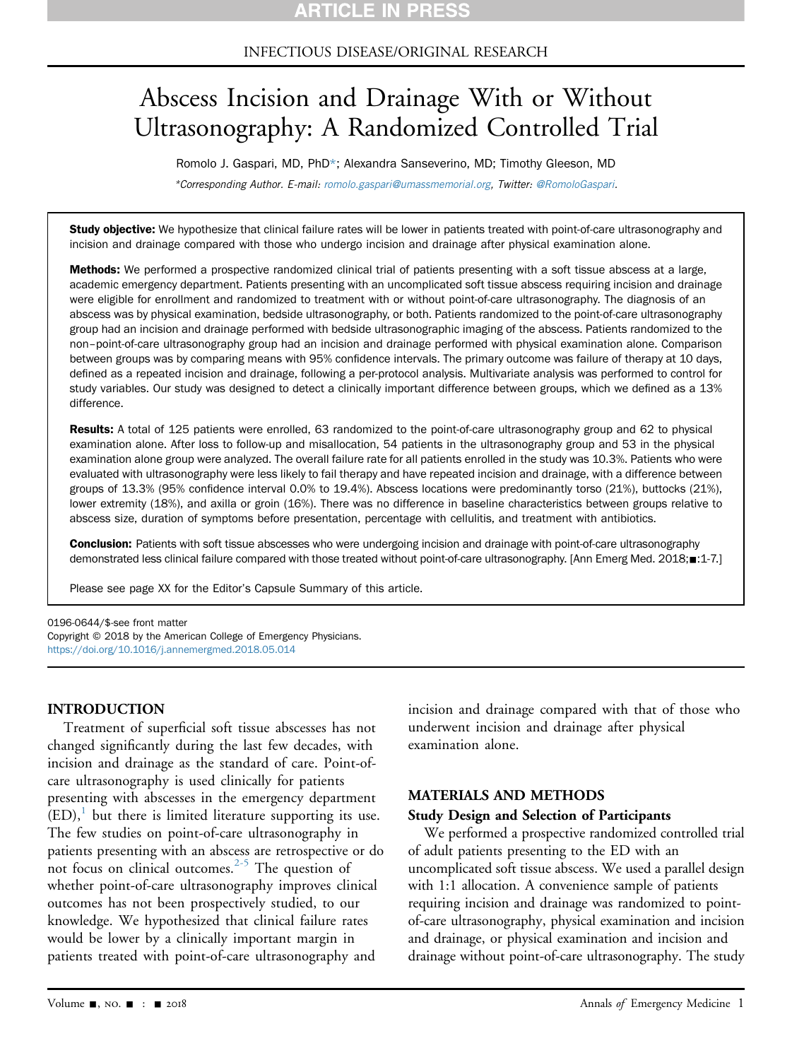INFECTIOUS DISEASE/ORIGINAL RESEARCH

# Abscess Incision and Drainage With or Without Ultrasonography: A Randomized Controlled Trial

Romolo J. Gaspari, MD, PhD*; Alexandra Sanseverino, MD; Timothy Gleeson, MD

*Corresponding Author. E-mail: romolo.gaspari@umassmemorial.org, Twitter: @RomoloGaspari.

**Study objective:** We hypothesize that clinical failure rates will be lower in patients treated with point-of-care ultrasonography and incision and drainage compared with those who undergo incision and drainage after physical examination alone.

**Methods:** We performed a prospective randomized clinical trial of patients presenting with a soft tissue abscess at a large, academic emergency department. Patients presenting with an uncomplicated soft tissue abscess requiring incision and drainage were eligible for enrollment and randomized to treatment with or without point-of-care ultrasonography. The diagnosis of an abscess was by physical examination, bedside ultrasonography, or both. Patients randomized to the point-of-care ultrasonography group had an incision and drainage performed with bedside ultrasonographic imaging of the abscess. Patients randomized to the non–point-of-care ultrasonography group had an incision and drainage performed with physical examination alone. Comparison between groups was by comparing means with 95% confidence intervals. The primary outcome was failure of therapy at 10 days, defined as a repeated incision and drainage, following a per-protocol analysis. Multivariate analysis was performed to control for study variables. Our study was designed to detect a clinically important difference between groups, which we defined as a 13% difference.

**Results:** A total of 125 patients were enrolled, 63 randomized to the point-of-care ultrasonography group and 62 to physical examination alone. After loss to follow-up and misallocation, 54 patients in the ultrasonography group and 53 in the physical examination alone group were analyzed. The overall failure rate for all patients enrolled in the study was 10.3%. Patients who were evaluated with ultrasonography were less likely to fail therapy and have repeated incision and drainage, with a difference between groups of 13.3% (95% confidence interval 0.0% to 19.4%). Abscess locations were predominantly torso (21%), buttocks (21%), lower extremity (18%), and axilla or groin (16%). There was no difference in baseline characteristics between groups relative to abscess size, duration of symptoms before presentation, percentage with cellulitis, and treatment with antibiotics.

**Conclusion:** Patients with soft tissue abscesses who were undergoing incision and drainage with point-of-care ultrasonography demonstrated less clinical failure compared with those treated without point-of-care ultrasonography. [Ann Emerg Med. 2018;■:1-7.]

Please see page XX for the Editor's Capsule Summary of this article.

0196-0644/$-see front matter
Copyright © 2018 by the American College of Emergency Physicians.
https://doi.org/10.1016/j.annemergmed.2018.05.014

## INTRODUCTION

Treatment of superficial soft tissue abscesses has not changed significantly during the last few decades, with incision and drainage as the standard of care. Point-of-care ultrasonography is used clinically for patients presenting with abscesses in the emergency department (ED),[1] but there is limited literature supporting its use. The few studies on point-of-care ultrasonography in patients presenting with an abscess are retrospective or do not focus on clinical outcomes.[2-5] The question of whether point-of-care ultrasonography improves clinical outcomes has not been prospectively studied, to our knowledge. We hypothesized that clinical failure rates would be lower by a clinically important margin in patients treated with point-of-care ultrasonography and incision and drainage compared with that of those who underwent incision and drainage after physical examination alone.

## MATERIALS AND METHODS

### Study Design and Selection of Participants

We performed a prospective randomized controlled trial of adult patients presenting to the ED with an uncomplicated soft tissue abscess. We used a parallel design with 1:1 allocation. A convenience sample of patients requiring incision and drainage was randomized to point-of-care ultrasonography, physical examination and incision and drainage, or physical examination and incision and drainage without point-of-care ultrasonography. The study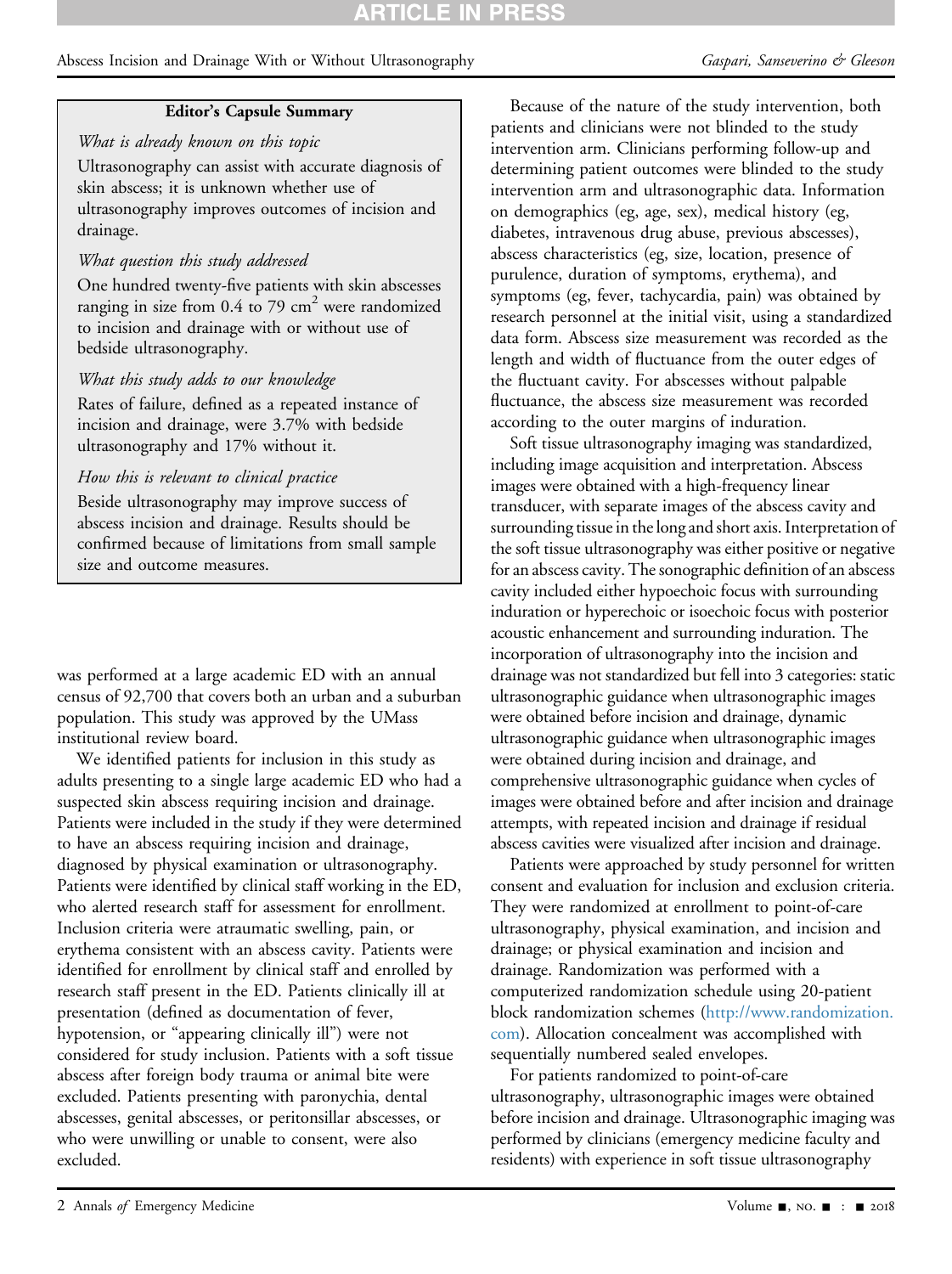**Editor's Capsule Summary**

*What is already known on this topic*

Ultrasonography can assist with accurate diagnosis of skin abscess; it is unknown whether use of ultrasonography improves outcomes of incision and drainage.

*What question this study addressed*

One hundred twenty-five patients with skin abscesses ranging in size from 0.4 to 79 $cm^2$ were randomized to incision and drainage with or without use of bedside ultrasonography.

*What this study adds to our knowledge*

Rates of failure, defined as a repeated instance of incision and drainage, were 3.7% with bedside ultrasonography and 17% without it.

*How this is relevant to clinical practice*

Beside ultrasonography may improve success of abscess incision and drainage. Results should be confirmed because of limitations from small sample size and outcome measures.

was performed at a large academic ED with an annual census of 92,700 that covers both an urban and a suburban population. This study was approved by the UMass institutional review board.

We identified patients for inclusion in this study as adults presenting to a single large academic ED who had a suspected skin abscess requiring incision and drainage. Patients were included in the study if they were determined to have an abscess requiring incision and drainage, diagnosed by physical examination or ultrasonography. Patients were identified by clinical staff working in the ED, who alerted research staff for assessment for enrollment. Inclusion criteria were atraumatic swelling, pain, or erythema consistent with an abscess cavity. Patients were identified for enrollment by clinical staff and enrolled by research staff present in the ED. Patients clinically ill at presentation (defined as documentation of fever, hypotension, or "appearing clinically ill") were not considered for study inclusion. Patients with a soft tissue abscess after foreign body trauma or animal bite were excluded. Patients presenting with paronychia, dental abscesses, genital abscesses, or peritonsillar abscesses, or who were unwilling or unable to consent, were also excluded.

Because of the nature of the study intervention, both patients and clinicians were not blinded to the study intervention arm. Clinicians performing follow-up and determining patient outcomes were blinded to the study intervention arm and ultrasonographic data. Information on demographics (eg, age, sex), medical history (eg, diabetes, intravenous drug abuse, previous abscesses), abscess characteristics (eg, size, location, presence of purulence, duration of symptoms, erythema), and symptoms (eg, fever, tachycardia, pain) was obtained by research personnel at the initial visit, using a standardized data form. Abscess size measurement was recorded as the length and width of fluctuance from the outer edges of the fluctuant cavity. For abscesses without palpable fluctuance, the abscess size measurement was recorded according to the outer margins of induration.

Soft tissue ultrasonography imaging was standardized, including image acquisition and interpretation. Abscess images were obtained with a high-frequency linear transducer, with separate images of the abscess cavity and surrounding tissue in the long and short axis. Interpretation of the soft tissue ultrasonography was either positive or negative for an abscess cavity. The sonographic definition of an abscess cavity included either hypoechoic focus with surrounding induration or hyperechoic or isoechoic focus with posterior acoustic enhancement and surrounding induration. The incorporation of ultrasonography into the incision and drainage was not standardized but fell into 3 categories: static ultrasonographic guidance when ultrasonographic images were obtained before incision and drainage, dynamic ultrasonographic guidance when ultrasonographic images were obtained during incision and drainage, and comprehensive ultrasonographic guidance when cycles of images were obtained before and after incision and drainage attempts, with repeated incision and drainage if residual abscess cavities were visualized after incision and drainage.

Patients were approached by study personnel for written consent and evaluation for inclusion and exclusion criteria. They were randomized at enrollment to point-of-care ultrasonography, physical examination, and incision and drainage; or physical examination and incision and drainage. Randomization was performed with a computerized randomization schedule using 20-patient block randomization schemes (http://www.randomization.com). Allocation concealment was accomplished with sequentially numbered sealed envelopes.

For patients randomized to point-of-care ultrasonography, ultrasonographic images were obtained before incision and drainage. Ultrasonographic imaging was performed by clinicians (emergency medicine faculty and residents) with experience in soft tissue ultrasonography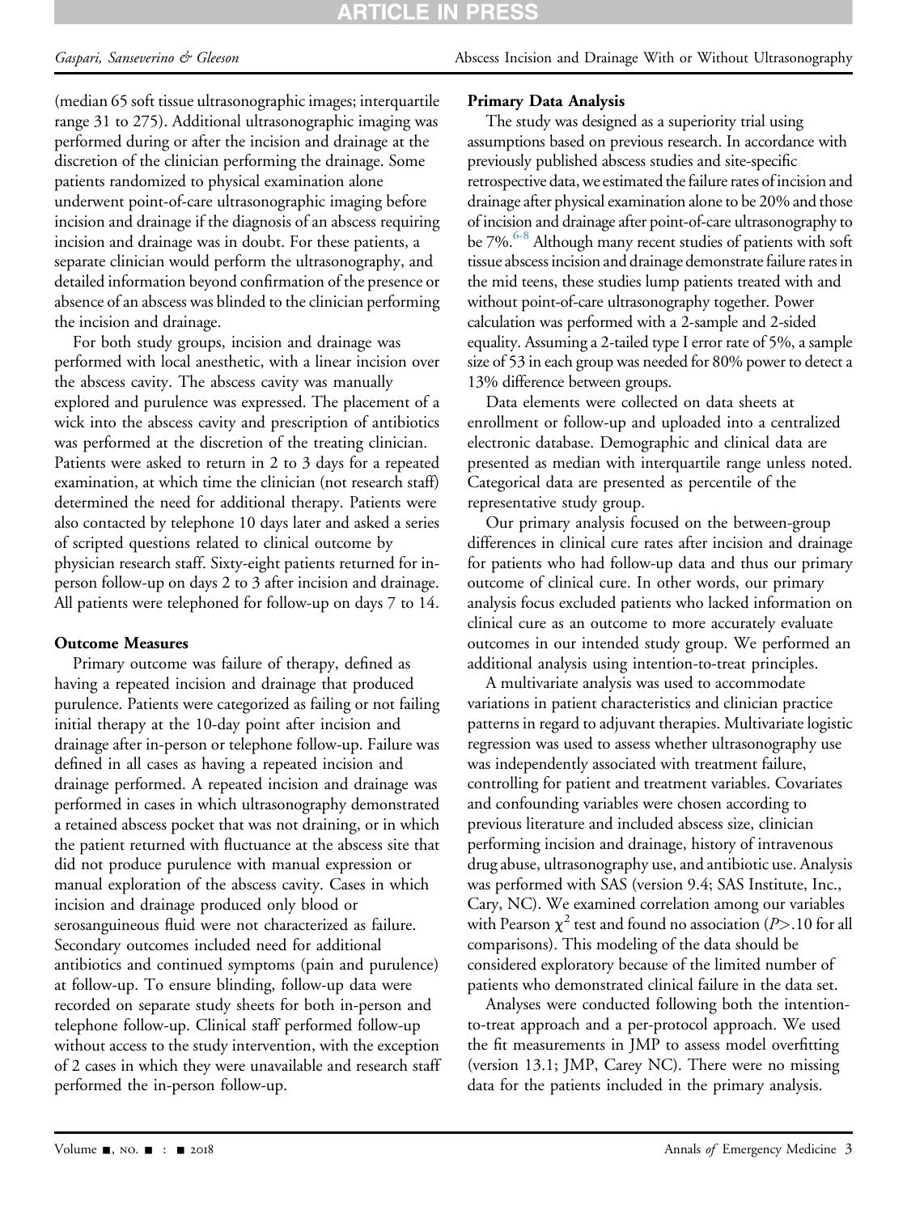(median 65 soft tissue ultrasonographic images; interquartile range 31 to 275). Additional ultrasonographic imaging was performed during or after the incision and drainage at the discretion of the clinician performing the drainage. Some patients randomized to physical examination alone underwent point-of-care ultrasonographic imaging before incision and drainage if the diagnosis of an abscess requiring incision and drainage was in doubt. For these patients, a separate clinician would perform the ultrasonography, and detailed information beyond confirmation of the presence or absence of an abscess was blinded to the clinician performing the incision and drainage.

For both study groups, incision and drainage was performed with local anesthetic, with a linear incision over the abscess cavity. The abscess cavity was manually explored and purulence was expressed. The placement of a wick into the abscess cavity and prescription of antibiotics was performed at the discretion of the treating clinician. Patients were asked to return in 2 to 3 days for a repeated examination, at which time the clinician (not research staff) determined the need for additional therapy. Patients were also contacted by telephone 10 days later and asked a series of scripted questions related to clinical outcome by physician research staff. Sixty-eight patients returned for in-person follow-up on days 2 to 3 after incision and drainage. All patients were telephoned for follow-up on days 7 to 14.

### Outcome Measures

Primary outcome was failure of therapy, defined as having a repeated incision and drainage that produced purulence. Patients were categorized as failing or not failing initial therapy at the 10-day point after incision and drainage after in-person or telephone follow-up. Failure was defined in all cases as having a repeated incision and drainage performed. A repeated incision and drainage was performed in cases in which ultrasonography demonstrated a retained abscess pocket that was not draining, or in which the patient returned with fluctuance at the abscess site that did not produce purulence with manual expression or manual exploration of the abscess cavity. Cases in which incision and drainage produced only blood or serosanguineous fluid were not characterized as failure. Secondary outcomes included need for additional antibiotics and continued symptoms (pain and purulence) at follow-up. To ensure blinding, follow-up data were recorded on separate study sheets for both in-person and telephone follow-up. Clinical staff performed follow-up without access to the study intervention, with the exception of 2 cases in which they were unavailable and research staff performed the in-person follow-up.

### Primary Data Analysis

The study was designed as a superiority trial using assumptions based on previous research. In accordance with previously published abscess studies and site-specific retrospective data, we estimated the failure rates of incision and drainage after physical examination alone to be 20% and those of incision and drainage after point-of-care ultrasonography to be 7%.[6-8] Although many recent studies of patients with soft tissue abscess incision and drainage demonstrate failure rates in the mid teens, these studies lump patients treated with and without point-of-care ultrasonography together. Power calculation was performed with a 2-sample and 2-sided equality. Assuming a 2-tailed type I error rate of 5%, a sample size of 53 in each group was needed for 80% power to detect a 13% difference between groups.

Data elements were collected on data sheets at enrollment or follow-up and uploaded into a centralized electronic database. Demographic and clinical data are presented as median with interquartile range unless noted. Categorical data are presented as percentile of the representative study group.

Our primary analysis focused on the between-group differences in clinical cure rates after incision and drainage for patients who had follow-up data and thus our primary outcome of clinical cure. In other words, our primary analysis focus excluded patients who lacked information on clinical cure as an outcome to more accurately evaluate outcomes in our intended study group. We performed an additional analysis using intention-to-treat principles.

A multivariate analysis was used to accommodate variations in patient characteristics and clinician practice patterns in regard to adjuvant therapies. Multivariate logistic regression was used to assess whether ultrasonography use was independently associated with treatment failure, controlling for patient and treatment variables. Covariates and confounding variables were chosen according to previous literature and included abscess size, clinician performing incision and drainage, history of intravenous drug abuse, ultrasonography use, and antibiotic use. Analysis was performed with SAS (version 9.4; SAS Institute, Inc., Cary, NC). We examined correlation among our variables with Pearson $\chi^2$ test and found no association ($P>.10$ for all comparisons). This modeling of the data should be considered exploratory because of the limited number of patients who demonstrated clinical failure in the data set.

Analyses were conducted following both the intention-to-treat approach and a per-protocol approach. We used the fit measurements in JMP to assess model overfitting (version 13.1; JMP, Carey NC). There were no missing data for the patients included in the primary analysis.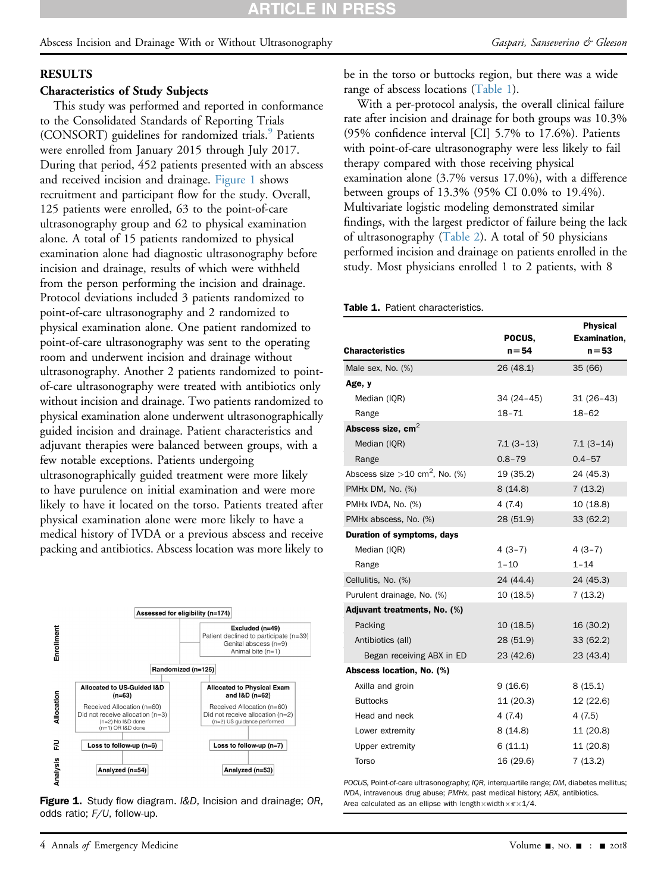## RESULTS

### Characteristics of Study Subjects

This study was performed and reported in conformance to the Consolidated Standards of Reporting Trials (CONSORT) guidelines for randomized trials.[9] Patients were enrolled from January 2015 through July 2017. During that period, 452 patients presented with an abscess and received incision and drainage. Figure 1 shows recruitment and participant flow for the study. Overall, 125 patients were enrolled, 63 to the point-of-care ultrasonography group and 62 to physical examination alone. A total of 15 patients randomized to physical examination alone had diagnostic ultrasonography before incision and drainage, results of which were withheld from the person performing the incision and drainage. Protocol deviations included 3 patients randomized to point-of-care ultrasonography and 2 randomized to physical examination alone. One patient randomized to point-of-care ultrasonography was sent to the operating room and underwent incision and drainage without ultrasonography. Another 2 patients randomized to point-of-care ultrasonography were treated with antibiotics only without incision and drainage. Two patients randomized to physical examination alone underwent ultrasonographically guided incision and drainage. Patient characteristics and adjuvant therapies were balanced between groups, with a few notable exceptions. Patients undergoing ultrasonographically guided treatment were more likely to have purulence on initial examination and were more likely to have it located on the torso. Patients treated after physical examination alone were more likely to have a medical history of IVDA or a previous abscess and receive packing and antibiotics. Abscess location was more likely to be in the torso or buttocks region, but there was a wide range of abscess locations (Table 1).

With a per-protocol analysis, the overall clinical failure rate after incision and drainage for both groups was 10.3% (95% confidence interval [CI] 5.7% to 17.6%). Patients with point-of-care ultrasonography were less likely to fail therapy compared with those receiving physical examination alone (3.7% versus 17.0%), with a difference between groups of 13.3% (95% CI 0.0% to 19.4%). Multivariate logistic modeling demonstrated similar findings, with the largest predictor of failure being the lack of ultrasonography (Table 2). A total of 50 physicians performed incision and drainage on patients enrolled in the study. Most physicians enrolled 1 to 2 patients, with 8

Enrollment: Assessed for eligibility (n=174)
Excluded (n=49): Patient declined to participate (n=39); Genital abscess (n=9); Animal bite (n=1)
Randomized (n=125)
Allocation:
- Allocated to US-Guided I&D (n=63): Received Allocation (n=60); Did not receive allocation (n=3) (n=2) No I&D done (n=1) OR I&D done
- Allocated to Physical Exam and I&D (n=62): Received Allocation (n=60); Did not receive allocation (n=2) (n=2) US guidance performed

F/U: Loss to follow-up (n=6) | Loss to follow-up (n=7)
Analysis: Analyzed (n=54) | Analyzed (n=53)

**Figure 1.** Study flow diagram. *I&D*, Incision and drainage; *OR*, odds ratio; *F/U*, follow-up.

**Table 1.** Patient characteristics.

| Characteristics | POCUS, n=54 | Physical Examination, n=53 |
|---|---|---|
| Male sex, No. (%) | 26 (48.1) | 35 (66) |
| **Age, y** | | |
| Median (IQR) | 34 (24–45) | 31 (26–43) |
| Range | 18–71 | 18–62 |
| **Abscess size, cm$^2$** | | |
| Median (IQR) | 7.1 (3–13) | 7.1 (3–14) |
| Range | 0.8–79 | 0.4–57 |
| Abscess size >10 cm$^2$, No. (%) | 19 (35.2) | 24 (45.3) |
| PMHx DM, No. (%) | 8 (14.8) | 7 (13.2) |
| PMHx IVDA, No. (%) | 4 (7.4) | 10 (18.8) |
| PMHx abscess, No. (%) | 28 (51.9) | 33 (62.2) |
| **Duration of symptoms, days** | | |
| Median (IQR) | 4 (3–7) | 4 (3–7) |
| Range | 1–10 | 1–14 |
| Cellulitis, No. (%) | 24 (44.4) | 24 (45.3) |
| Purulent drainage, No. (%) | 10 (18.5) | 7 (13.2) |
| **Adjuvant treatments, No. (%)** | | |
| Packing | 10 (18.5) | 16 (30.2) |
| Antibiotics (all) | 28 (51.9) | 33 (62.2) |
| Began receiving ABX in ED | 23 (42.6) | 23 (43.4) |
| **Abscess location, No. (%)** | | |
| Axilla and groin | 9 (16.6) | 8 (15.1) |
| Buttocks | 11 (20.3) | 12 (22.6) |
| Head and neck | 4 (7.4) | 4 (7.5) |
| Lower extremity | 8 (14.8) | 11 (20.8) |
| Upper extremity | 6 (11.1) | 11 (20.8) |
| Torso | 16 (29.6) | 7 (13.2) |

*POCUS*, Point-of-care ultrasonography; *IQR*, interquartile range; *DM*, diabetes mellitus; *IVDA*, intravenous drug abuse; *PMHx*, past medical history; *ABX*, antibiotics.
Area calculated as an ellipse with length×width×$\pi$×1/4.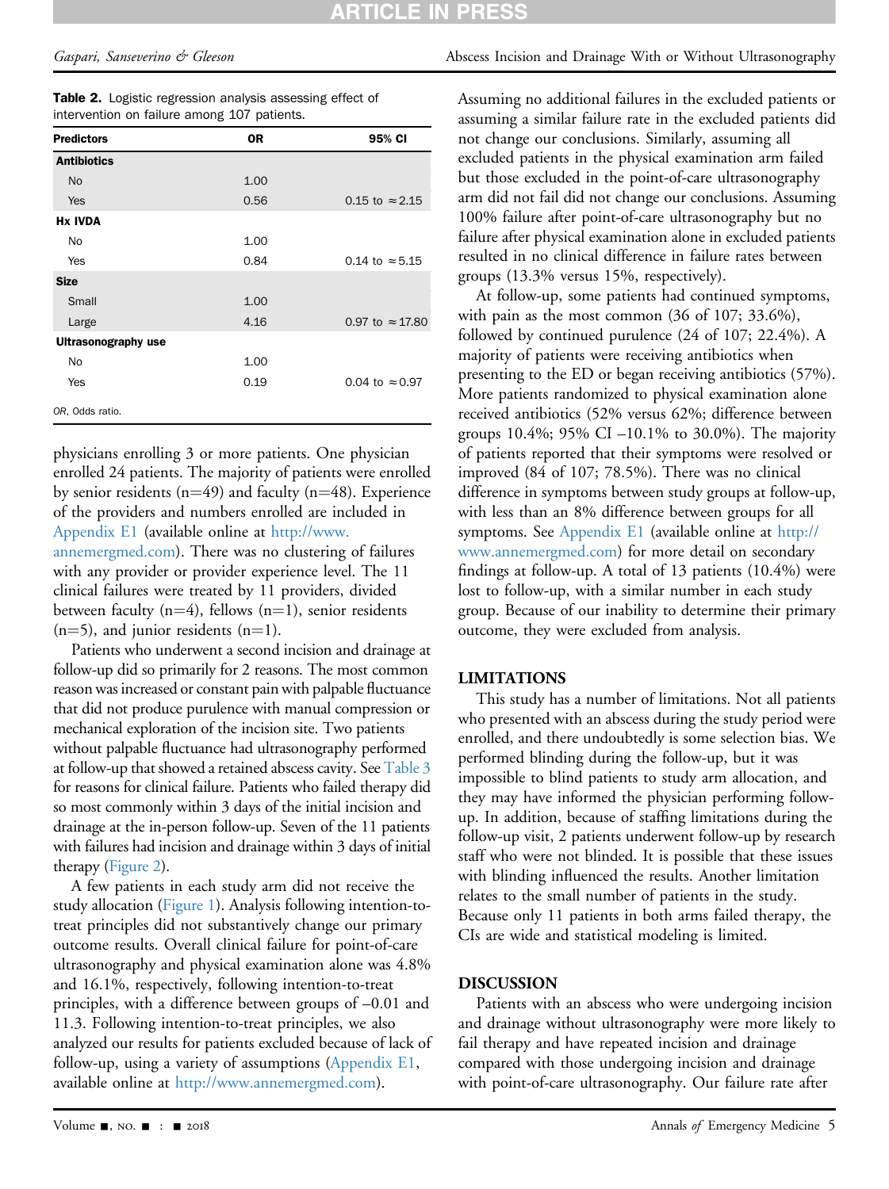**Table 2.** Logistic regression analysis assessing effect of intervention on failure among 107 patients.

| Predictors | OR | 95% CI |
|---|---|---|
| **Antibiotics** | | |
| No | 1.00 | |
| Yes | 0.56 | 0.15 to ≈2.15 |
| **Hx IVDA** | | |
| No | 1.00 | |
| Yes | 0.84 | 0.14 to ≈5.15 |
| **Size** | | |
| Small | 1.00 | |
| Large | 4.16 | 0.97 to ≈17.80 |
| **Ultrasonography use** | | |
| No | 1.00 | |
| Yes | 0.19 | 0.04 to ≈0.97 |

*OR*, Odds ratio.

physicians enrolling 3 or more patients. One physician enrolled 24 patients. The majority of patients were enrolled by senior residents (n=49) and faculty (n=48). Experience of the providers and numbers enrolled are included in Appendix E1 (available online at http://www.annemergmed.com). There was no clustering of failures with any provider or provider experience level. The 11 clinical failures were treated by 11 providers, divided between faculty (n=4), fellows (n=1), senior residents (n=5), and junior residents (n=1).

Patients who underwent a second incision and drainage at follow-up did so primarily for 2 reasons. The most common reason was increased or constant pain with palpable fluctuance that did not produce purulence with manual compression or mechanical exploration of the incision site. Two patients without palpable fluctuance had ultrasonography performed at follow-up that showed a retained abscess cavity. See Table 3 for reasons for clinical failure. Patients who failed therapy did so most commonly within 3 days of the initial incision and drainage at the in-person follow-up. Seven of the 11 patients with failures had incision and drainage within 3 days of initial therapy (Figure 2).

A few patients in each study arm did not receive the study allocation (Figure 1). Analysis following intention-to-treat principles did not substantively change our primary outcome results. Overall clinical failure for point-of-care ultrasonography and physical examination alone was 4.8% and 16.1%, respectively, following intention-to-treat principles, with a difference between groups of –0.01 and 11.3. Following intention-to-treat principles, we also analyzed our results for patients excluded because of lack of follow-up, using a variety of assumptions (Appendix E1, available online at http://www.annemergmed.com).

Assuming no additional failures in the excluded patients or assuming a similar failure rate in the excluded patients did not change our conclusions. Similarly, assuming all excluded patients in the physical examination arm failed but those excluded in the point-of-care ultrasonography arm did not fail did not change our conclusions. Assuming 100% failure after point-of-care ultrasonography but no failure after physical examination alone in excluded patients resulted in no clinical difference in failure rates between groups (13.3% versus 15%, respectively).

At follow-up, some patients had continued symptoms, with pain as the most common (36 of 107; 33.6%), followed by continued purulence (24 of 107; 22.4%). A majority of patients were receiving antibiotics when presenting to the ED or began receiving antibiotics (57%). More patients randomized to physical examination alone received antibiotics (52% versus 62%; difference between groups 10.4%; 95% CI –10.1% to 30.0%). The majority of patients reported that their symptoms were resolved or improved (84 of 107; 78.5%). There was no clinical difference in symptoms between study groups at follow-up, with less than an 8% difference between groups for all symptoms. See Appendix E1 (available online at http://www.annemergmed.com) for more detail on secondary findings at follow-up. A total of 13 patients (10.4%) were lost to follow-up, with a similar number in each study group. Because of our inability to determine their primary outcome, they were excluded from analysis.

## LIMITATIONS

This study has a number of limitations. Not all patients who presented with an abscess during the study period were enrolled, and there undoubtedly is some selection bias. We performed blinding during the follow-up, but it was impossible to blind patients to study arm allocation, and they may have informed the physician performing follow-up. In addition, because of staffing limitations during the follow-up visit, 2 patients underwent follow-up by research staff who were not blinded. It is possible that these issues with blinding influenced the results. Another limitation relates to the small number of patients in the study. Because only 11 patients in both arms failed therapy, the CIs are wide and statistical modeling is limited.

## DISCUSSION

Patients with an abscess who were undergoing incision and drainage without ultrasonography were more likely to fail therapy and have repeated incision and drainage compared with those undergoing incision and drainage with point-of-care ultrasonography. Our failure rate after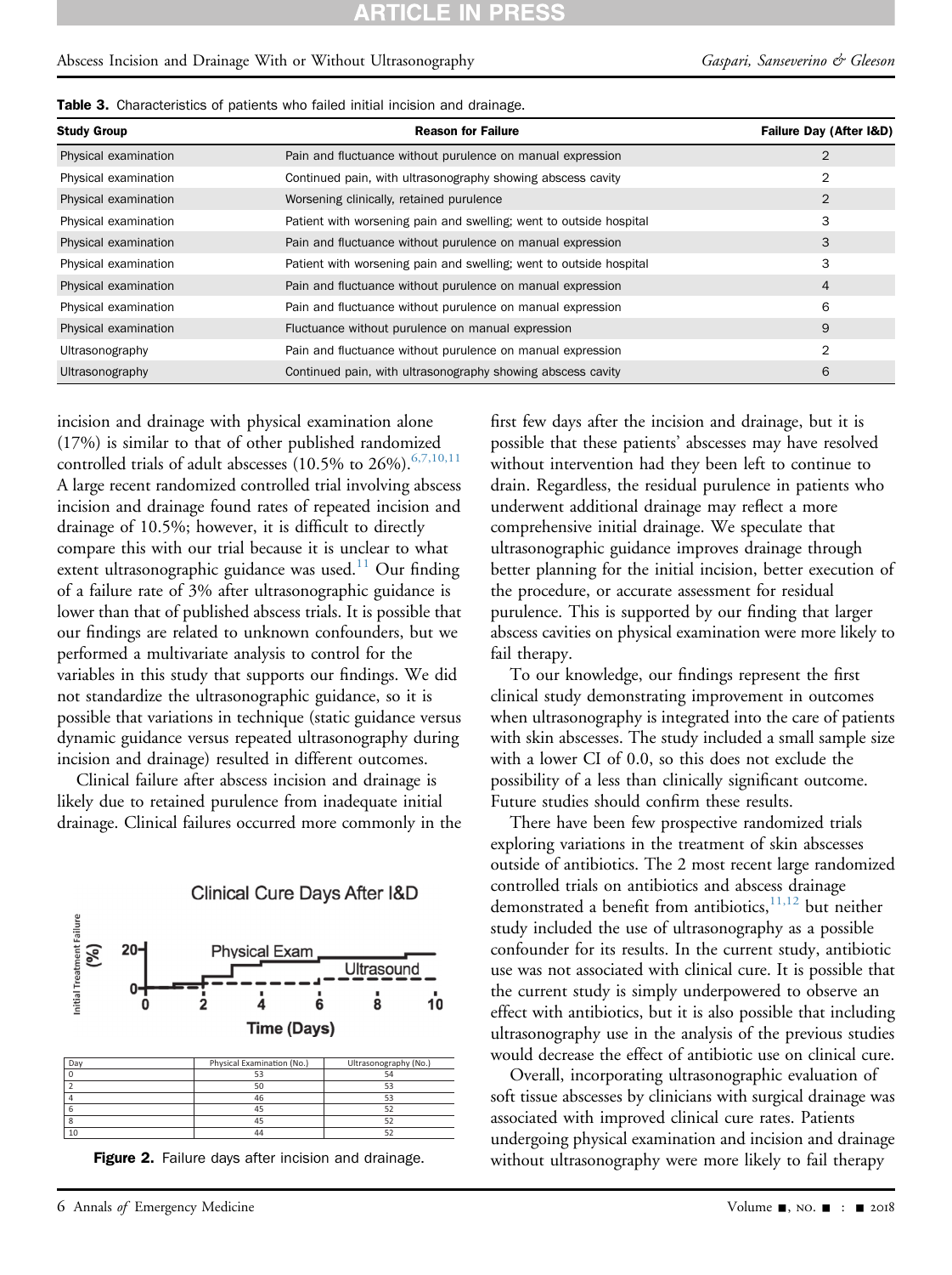**Table 3.** Characteristics of patients who failed initial incision and drainage.

| Study Group | Reason for Failure | Failure Day (After I&D) |
|---|---|---|
| Physical examination | Pain and fluctuance without purulence on manual expression | 2 |
| Physical examination | Continued pain, with ultrasonography showing abscess cavity | 2 |
| Physical examination | Worsening clinically, retained purulence | 2 |
| Physical examination | Patient with worsening pain and swelling; went to outside hospital | 3 |
| Physical examination | Pain and fluctuance without purulence on manual expression | 3 |
| Physical examination | Patient with worsening pain and swelling; went to outside hospital | 3 |
| Physical examination | Pain and fluctuance without purulence on manual expression | 4 |
| Physical examination | Pain and fluctuance without purulence on manual expression | 6 |
| Physical examination | Fluctuance without purulence on manual expression | 9 |
| Ultrasonography | Pain and fluctuance without purulence on manual expression | 2 |
| Ultrasonography | Continued pain, with ultrasonography showing abscess cavity | 6 |

incision and drainage with physical examination alone (17%) is similar to that of other published randomized controlled trials of adult abscesses (10.5% to 26%).[6,7,10,11] A large recent randomized controlled trial involving abscess incision and drainage found rates of repeated incision and drainage of 10.5%; however, it is difficult to directly compare this with our trial because it is unclear to what extent ultrasonographic guidance was used.[11] Our finding of a failure rate of 3% after ultrasonographic guidance is lower than that of published abscess trials. It is possible that our findings are related to unknown confounders, but we performed a multivariate analysis to control for the variables in this study that supports our findings. We did not standardize the ultrasonographic guidance, so it is possible that variations in technique (static guidance versus dynamic guidance versus repeated ultrasonography during incision and drainage) resulted in different outcomes.

Clinical failure after abscess incision and drainage is likely due to retained purulence from inadequate initial drainage. Clinical failures occurred more commonly in the first few days after the incision and drainage, but it is possible that these patients' abscesses may have resolved without intervention had they been left to continue to drain. Regardless, the residual purulence in patients who underwent additional drainage may reflect a more comprehensive initial drainage. We speculate that ultrasonographic guidance improves drainage through better planning for the initial incision, better execution of the procedure, or accurate assessment for residual purulence. This is supported by our finding that larger abscess cavities on physical examination were more likely to fail therapy.

To our knowledge, our findings represent the first clinical study demonstrating improvement in outcomes when ultrasonography is integrated into the care of patients with skin abscesses. The study included a small sample size with a lower CI of 0.0, so this does not exclude the possibility of a less than clinically significant outcome. Future studies should confirm these results.

There have been few prospective randomized trials exploring variations in the treatment of skin abscesses outside of antibiotics. The 2 most recent large randomized controlled trials on antibiotics and abscess drainage demonstrated a benefit from antibiotics,[11,12] but neither study included the use of ultrasonography as a possible confounder for its results. In the current study, antibiotic use was not associated with clinical cure. It is possible that the current study is simply underpowered to observe an effect with antibiotics, but it is also possible that including ultrasonography use in the analysis of the previous studies would decrease the effect of antibiotic use on clinical cure.

Overall, incorporating ultrasonographic evaluation of soft tissue abscesses by clinicians with surgical drainage was associated with improved clinical cure rates. Patients undergoing physical examination and incision and drainage without ultrasonography were more likely to fail therapy

Clinical Cure Days After I&D

| Day | Physical Examination (No.) | Ultrasonography (No.) |
|---|---|---|
| 0 | 53 | 54 |
| 2 | 50 | 53 |
| 4 | 46 | 53 |
| 6 | 45 | 52 |
| 8 | 45 | 52 |
| 10 | 44 | 52 |

**Figure 2.** Failure days after incision and drainage.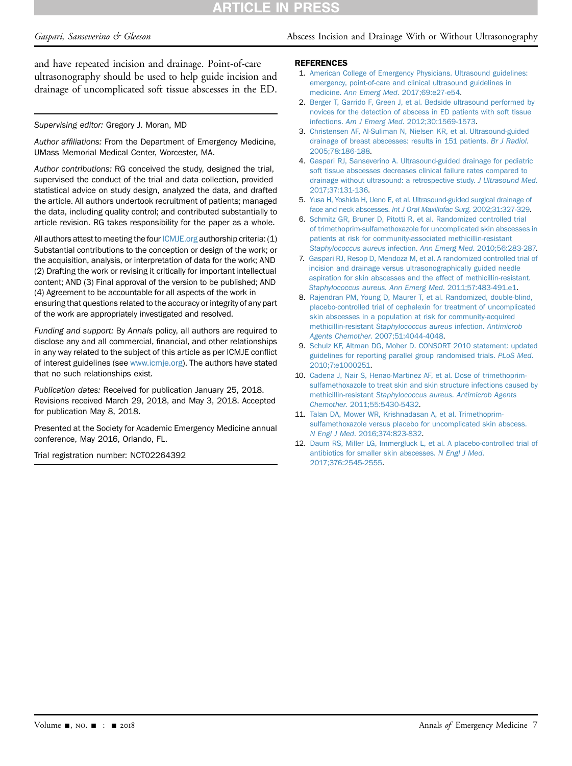and have repeated incision and drainage. Point-of-care ultrasonography should be used to help guide incision and drainage of uncomplicated soft tissue abscesses in the ED.

*Supervising editor:* Gregory J. Moran, MD

*Author affiliations:* From the Department of Emergency Medicine, UMass Memorial Medical Center, Worcester, MA.

*Author contributions:* RG conceived the study, designed the trial, supervised the conduct of the trial and data collection, provided statistical advice on study design, analyzed the data, and drafted the article. All authors undertook recruitment of patients; managed the data, including quality control; and contributed substantially to article revision. RG takes responsibility for the paper as a whole.

All authors attest to meeting the four ICMJE.org authorship criteria: (1) Substantial contributions to the conception or design of the work; or the acquisition, analysis, or interpretation of data for the work; AND (2) Drafting the work or revising it critically for important intellectual content; AND (3) Final approval of the version to be published; AND (4) Agreement to be accountable for all aspects of the work in ensuring that questions related to the accuracy or integrity of any part of the work are appropriately investigated and resolved.

*Funding and support:* By *Annals* policy, all authors are required to disclose any and all commercial, financial, and other relationships in any way related to the subject of this article as per ICMJE conflict of interest guidelines (see www.icmje.org). The authors have stated that no such relationships exist.

*Publication dates:* Received for publication January 25, 2018. Revisions received March 29, 2018, and May 3, 2018. Accepted for publication May 8, 2018.

Presented at the Society for Academic Emergency Medicine annual conference, May 2016, Orlando, FL.

Trial registration number: NCT02264392

## REFERENCES

1. American College of Emergency Physicians. Ultrasound guidelines: emergency, point-of-care and clinical ultrasound guidelines in medicine. *Ann Emerg Med*. 2017;69:e27-e54.
2. Berger T, Garrido F, Green J, et al. Bedside ultrasound performed by novices for the detection of abscess in ED patients with soft tissue infections. *Am J Emerg Med*. 2012;30:1569-1573.
3. Christensen AF, Al-Suliman N, Nielsen KR, et al. Ultrasound-guided drainage of breast abscesses: results in 151 patients. *Br J Radiol*. 2005;78:186-188.
4. Gaspari RJ, Sanseverino A. Ultrasound-guided drainage for pediatric soft tissue abscesses decreases clinical failure rates compared to drainage without ultrasound: a retrospective study. *J Ultrasound Med*. 2017;37:131-136.
5. Yusa H, Yoshida H, Ueno E, et al. Ultrasound-guided surgical drainage of face and neck abscesses. *Int J Oral Maxillofac Surg*. 2002;31:327-329.
6. Schmitz GR, Bruner D, Pitotti R, et al. Randomized controlled trial of trimethoprim-sulfamethoxazole for uncomplicated skin abscesses in patients at risk for community-associated methicillin-resistant *Staphylococcus aureus* infection. *Ann Emerg Med*. 2010;56:283-287.
7. Gaspari RJ, Resop D, Mendoza M, et al. A randomized controlled trial of incision and drainage versus ultrasonographically guided needle aspiration for skin abscesses and the effect of methicillin-resistant. *Staphylococcus aureus*. *Ann Emerg Med*. 2011;57:483-491.e1.
8. Rajendran PM, Young D, Maurer T, et al. Randomized, double-blind, placebo-controlled trial of cephalexin for treatment of uncomplicated skin abscesses in a population at risk for community-acquired methicillin-resistant *Staphylococcus aureus* infection. *Antimicrob Agents Chemother*. 2007;51:4044-4048.
9. Schulz KF, Altman DG, Moher D. CONSORT 2010 statement: updated guidelines for reporting parallel group randomised trials. *PLoS Med*. 2010;7:e1000251.
10. Cadena J, Nair S, Henao-Martinez AF, et al. Dose of trimethoprim-sulfamethoxazole to treat skin and skin structure infections caused by methicillin-resistant *Staphylococcus aureus*. *Antimicrob Agents Chemother*. 2011;55:5430-5432.
11. Talan DA, Mower WR, Krishnadasan A, et al. Trimethoprim-sulfamethoxazole versus placebo for uncomplicated skin abscess. *N Engl J Med*. 2016;374:823-832.
12. Daum RS, Miller LG, Immergluck L, et al. A placebo-controlled trial of antibiotics for smaller skin abscesses. *N Engl J Med*. 2017;376:2545-2555.